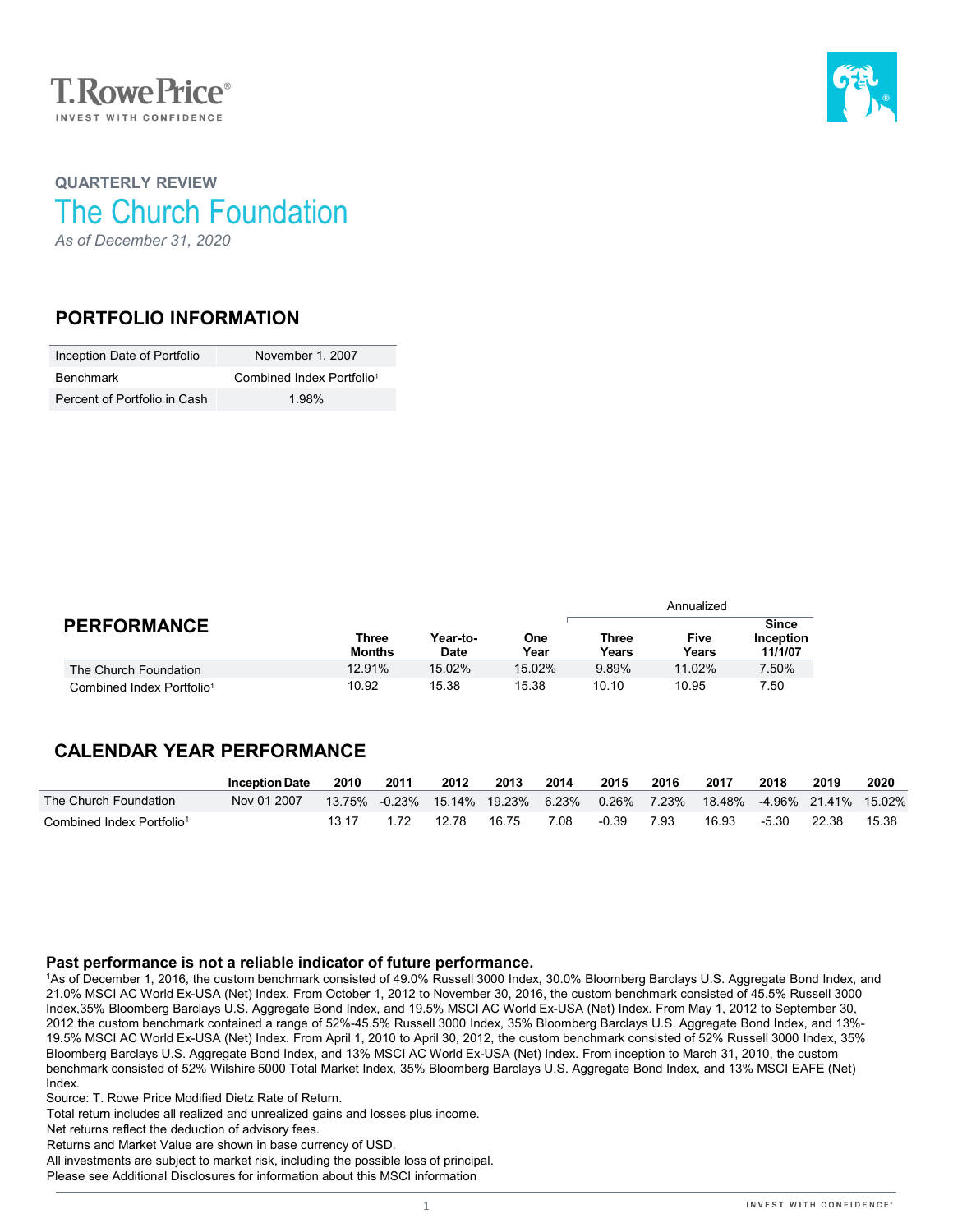T. Rowe Price
INVEST WITH CONFIDENCE

## QUARTERLY REVIEW

# The Church Foundation

*As of December 31, 2020*

## PORTFOLIO INFORMATION

| | |
|---|---|
| Inception Date of Portfolio | November 1, 2007 |
| Benchmark | Combined Index Portfolio[1] |
| Percent of Portfolio in Cash | 1.98% |

## PERFORMANCE

| | Three Months | Year-to-Date | One Year | Annualized Three Years | Annualized Five Years | Annualized Since Inception 11/1/07 |
|---|---|---|---|---|---|---|
| The Church Foundation | 12.91% | 15.02% | 15.02% | 9.89% | 11.02% | 7.50% |
| Combined Index Portfolio[1] | 10.92 | 15.38 | 15.38 | 10.10 | 10.95 | 7.50 |

## CALENDAR YEAR PERFORMANCE

| | Inception Date | 2010 | 2011 | 2012 | 2013 | 2014 | 2015 | 2016 | 2017 | 2018 | 2019 | 2020 |
|---|---|---|---|---|---|---|---|---|---|---|---|---|
| The Church Foundation | Nov 01 2007 | 13.75% | -0.23% | 15.14% | 19.23% | 6.23% | 0.26% | 7.23% | 18.48% | -4.96% | 21.41% | 15.02% |
| Combined Index Portfolio[1] | | 13.17 | 1.72 | 12.78 | 16.75 | 7.08 | -0.39 | 7.93 | 16.93 | -5.30 | 22.38 | 15.38 |

**Past performance is not a reliable indicator of future performance.**

[1]As of December 1, 2016, the custom benchmark consisted of 49.0% Russell 3000 Index, 30.0% Bloomberg Barclays U.S. Aggregate Bond Index, and 21.0% MSCI AC World Ex-USA (Net) Index. From October 1, 2012 to November 30, 2016, the custom benchmark consisted of 45.5% Russell 3000 Index,35% Bloomberg Barclays U.S. Aggregate Bond Index, and 19.5% MSCI AC World Ex-USA (Net) Index. From May 1, 2012 to September 30, 2012 the custom benchmark contained a range of 52%-45.5% Russell 3000 Index, 35% Bloomberg Barclays U.S. Aggregate Bond Index, and 13%-19.5% MSCI AC World Ex-USA (Net) Index. From April 1, 2010 to April 30, 2012, the custom benchmark consisted of 52% Russell 3000 Index, 35% Bloomberg Barclays U.S. Aggregate Bond Index, and 13% MSCI AC World Ex-USA (Net) Index. From inception to March 31, 2010, the custom benchmark consisted of 52% Wilshire 5000 Total Market Index, 35% Bloomberg Barclays U.S. Aggregate Bond Index, and 13% MSCI EAFE (Net) Index.

Source: T. Rowe Price Modified Dietz Rate of Return.

Total return includes all realized and unrealized gains and losses plus income.

Net returns reflect the deduction of advisory fees.

Returns and Market Value are shown in base currency of USD.

All investments are subject to market risk, including the possible loss of principal.

Please see Additional Disclosures for information about this MSCI information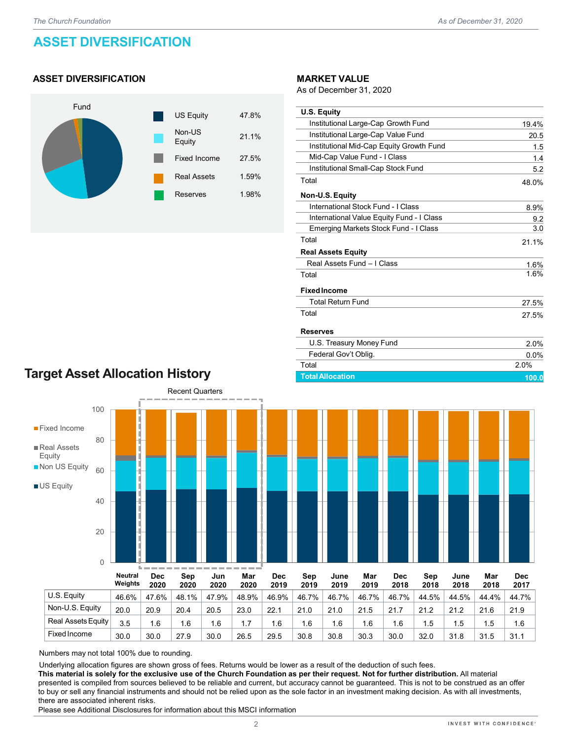# ASSET DIVERSIFICATION

## ASSET DIVERSIFICATION

Fund

| | |
|---|---|
| US Equity | 47.8% |
| Non-US Equity | 21.1% |
| Fixed Income | 27.5% |
| Real Assets | 1.59% |
| Reserves | 1.98% |

## MARKET VALUE

As of December 31, 2020

| | |
|---|---|
| **U.S. Equity** | |
| Institutional Large-Cap Growth Fund | 19.4% |
| Institutional Large-Cap Value Fund | 20.5 |
| Institutional Mid-Cap Equity Growth Fund | 1.5 |
| Mid-Cap Value Fund - I Class | 1.4 |
| Institutional Small-Cap Stock Fund | 5.2 |
| Total | 48.0% |
| **Non-U.S. Equity** | |
| International Stock Fund - I Class | 8.9% |
| International Value Equity Fund - I Class | 9.2 |
| Emerging Markets Stock Fund - I Class | 3.0 |
| Total | 21.1% |
| **Real Assets Equity** | |
| Real Assets Fund – I Class | 1.6% |
| Total | 1.6% |
| **Fixed Income** | |
| Total Return Fund | 27.5% |
| Total | 27.5% |
| **Reserves** | |
| U.S. Treasury Money Fund | 2.0% |
| Federal Gov't Oblig. | 0.0% |
| Total | 2.0% |
| **Total Allocation** | **100.0** |

## Target Asset Allocation History

Recent Quarters

| | Neutral Weights | Dec 2020 | Sep 2020 | Jun 2020 | Mar 2020 | Dec 2019 | Sep 2019 | June 2019 | Mar 2019 | Dec 2018 | Sep 2018 | June 2018 | Mar 2018 | Dec 2017 |
|---|---|---|---|---|---|---|---|---|---|---|---|---|---|---|
| U.S. Equity | 46.6% | 47.6% | 48.1% | 47.9% | 48.9% | 46.9% | 46.7% | 46.7% | 46.7% | 46.7% | 44.5% | 44.5% | 44.4% | 44.7% |
| Non-U.S. Equity | 20.0 | 20.9 | 20.4 | 20.5 | 23.0 | 22.1 | 21.0 | 21.0 | 21.5 | 21.7 | 21.2 | 21.2 | 21.6 | 21.9 |
| Real Assets Equity | 3.5 | 1.6 | 1.6 | 1.6 | 1.7 | 1.6 | 1.6 | 1.6 | 1.6 | 1.6 | 1.5 | 1.5 | 1.5 | 1.6 |
| Fixed Income | 30.0 | 30.0 | 27.9 | 30.0 | 26.5 | 29.5 | 30.8 | 30.8 | 30.3 | 30.0 | 32.0 | 31.8 | 31.5 | 31.1 |

Numbers may not total 100% due to rounding.

Underlying allocation figures are shown gross of fees. Returns would be lower as a result of the deduction of such fees.
**This material is solely for the exclusive use of the Church Foundation as per their request. Not for further distribution.** All material presented is compiled from sources believed to be reliable and current, but accuracy cannot be guaranteed. This is not to be construed as an offer to buy or sell any financial instruments and should not be relied upon as the sole factor in an investment making decision. As with all investments, there are associated inherent risks.
Please see Additional Disclosures for information about this MSCI information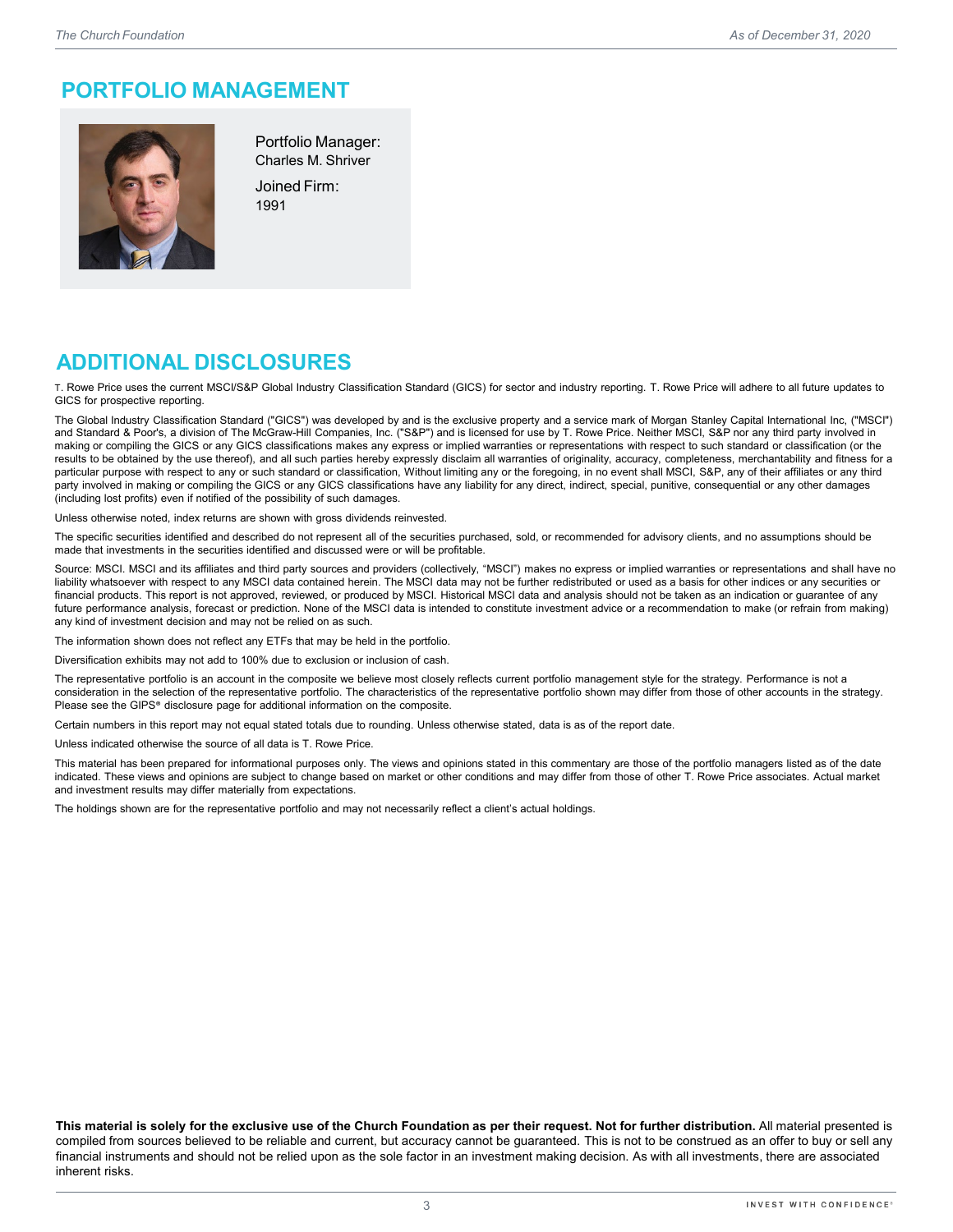## PORTFOLIO MANAGEMENT

Portfolio Manager:
Charles M. Shriver

Joined Firm:
1991

## ADDITIONAL DISCLOSURES

T. Rowe Price uses the current MSCI/S&P Global Industry Classification Standard (GICS) for sector and industry reporting. T. Rowe Price will adhere to all future updates to GICS for prospective reporting.

The Global Industry Classification Standard ("GICS") was developed by and is the exclusive property and a service mark of Morgan Stanley Capital International Inc, ("MSCI") and Standard & Poor's, a division of The McGraw-Hill Companies, Inc. ("S&P") and is licensed for use by T. Rowe Price. Neither MSCI, S&P nor any third party involved in making or compiling the GICS or any GICS classifications makes any express or implied warranties or representations with respect to such standard or classification (or the results to be obtained by the use thereof), and all such parties hereby expressly disclaim all warranties of originality, accuracy, completeness, merchantability and fitness for a particular purpose with respect to any or such standard or classification, Without limiting any or the foregoing, in no event shall MSCI, S&P, any of their affiliates or any third party involved in making or compiling the GICS or any GICS classifications have any liability for any direct, indirect, special, punitive, consequential or any other damages (including lost profits) even if notified of the possibility of such damages.

Unless otherwise noted, index returns are shown with gross dividends reinvested.

The specific securities identified and described do not represent all of the securities purchased, sold, or recommended for advisory clients, and no assumptions should be made that investments in the securities identified and discussed were or will be profitable.

Source: MSCI. MSCI and its affiliates and third party sources and providers (collectively, "MSCI") makes no express or implied warranties or representations and shall have no liability whatsoever with respect to any MSCI data contained herein. The MSCI data may not be further redistributed or used as a basis for other indices or any securities or financial products. This report is not approved, reviewed, or produced by MSCI. Historical MSCI data and analysis should not be taken as an indication or guarantee of any future performance analysis, forecast or prediction. None of the MSCI data is intended to constitute investment advice or a recommendation to make (or refrain from making) any kind of investment decision and may not be relied on as such.

The information shown does not reflect any ETFs that may be held in the portfolio.

Diversification exhibits may not add to 100% due to exclusion or inclusion of cash.

The representative portfolio is an account in the composite we believe most closely reflects current portfolio management style for the strategy. Performance is not a consideration in the selection of the representative portfolio. The characteristics of the representative portfolio shown may differ from those of other accounts in the strategy. Please see the GIPS® disclosure page for additional information on the composite.

Certain numbers in this report may not equal stated totals due to rounding. Unless otherwise stated, data is as of the report date.

Unless indicated otherwise the source of all data is T. Rowe Price.

This material has been prepared for informational purposes only. The views and opinions stated in this commentary are those of the portfolio managers listed as of the date indicated. These views and opinions are subject to change based on market or other conditions and may differ from those of other T. Rowe Price associates. Actual market and investment results may differ materially from expectations.

The holdings shown are for the representative portfolio and may not necessarily reflect a client's actual holdings.

**This material is solely for the exclusive use of the Church Foundation as per their request. Not for further distribution.** All material presented is compiled from sources believed to be reliable and current, but accuracy cannot be guaranteed. This is not to be construed as an offer to buy or sell any financial instruments and should not be relied upon as the sole factor in an investment making decision. As with all investments, there are associated inherent risks.